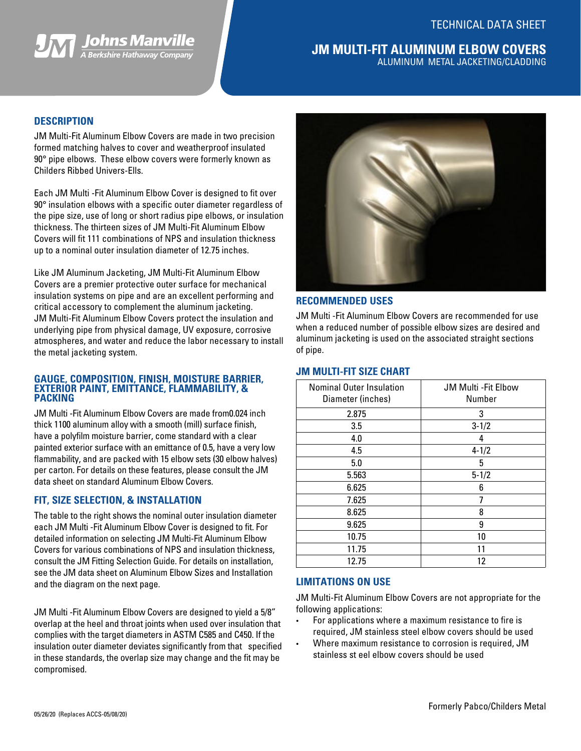TECHNICAL DATA SHEET

# JM MULTI-FIT ALUMINUM ELBOW COVERS

ALUMINUM METAL JACKETING/CLADDING

## DESCRIPTION

JM Multi-Fit Aluminum Elbow Covers are made in two precision formed matching halves to cover and weatherproof insulated 90° pipe elbows. These elbow covers were formerly known as Childers Ribbed Univers-Ells.

Each JM Multi -Fit Aluminum Elbow Cover is designed to fit over 90° insulation elbows with a specific outer diameter regardless of the pipe size, use of long or short radius pipe elbows, or insulation thickness. The thirteen sizes of JM Multi-Fit Aluminum Elbow Covers will fit 111 combinations of NPS and insulation thickness up to a nominal outer insulation diameter of 12.75 inches.

Like JM Aluminum Jacketing, JM Multi-Fit Aluminum Elbow Covers are a premier protective outer surface for mechanical insulation systems on pipe and are an excellent performing and critical accessory to complement the aluminum jacketing. JM Multi-Fit Aluminum Elbow Covers protect the insulation and underlying pipe from physical damage, UV exposure, corrosive atmospheres, and water and reduce the labor necessary to install the metal jacketing system.

## GAUGE, COMPOSITION, FINISH, MOISTURE BARRIER, EXTERIOR PAINT, EMITTANCE, FLAMMABILITY, & PACKING

JM Multi -Fit Aluminum Elbow Covers are made from0.024 inch thick 1100 aluminum alloy with a smooth (mill) surface finish, have a polyfilm moisture barrier, come standard with a clear painted exterior surface with an emittance of 0.5, have a very low flammability, and are packed with 15 elbow sets (30 elbow halves) per carton. For details on these features, please consult the JM data sheet on standard Aluminum Elbow Covers.

## FIT, SIZE SELECTION, & INSTALLATION

The table to the right shows the nominal outer insulation diameter each JM Multi -Fit Aluminum Elbow Cover is designed to fit. For detailed information on selecting JM Multi-Fit Aluminum Elbow Covers for various combinations of NPS and insulation thickness, consult the JM Fitting Selection Guide. For details on installation, see the JM data sheet on Aluminum Elbow Sizes and Installation and the diagram on the next page.

JM Multi -Fit Aluminum Elbow Covers are designed to yield a 5/8" overlap at the heel and throat joints when used over insulation that complies with the target diameters in ASTM C585 and C450. If the insulation outer diameter deviates significantly from that specified in these standards, the overlap size may change and the fit may be compromised.

## RECOMMENDED USES

JM Multi -Fit Aluminum Elbow Covers are recommended for use when a reduced number of possible elbow sizes are desired and aluminum jacketing is used on the associated straight sections of pipe.

## JM MULTI-FIT SIZE CHART

| Nominal Outer Insulation Diameter (inches) | JM Multi -Fit Elbow Number |
|---|---|
| 2.875 | 3 |
| 3.5 | 3-1/2 |
| 4.0 | 4 |
| 4.5 | 4-1/2 |
| 5.0 | 5 |
| 5.563 | 5-1/2 |
| 6.625 | 6 |
| 7.625 | 7 |
| 8.625 | 8 |
| 9.625 | 9 |
| 10.75 | 10 |
| 11.75 | 11 |
| 12.75 | 12 |

## LIMITATIONS ON USE

JM Multi-Fit Aluminum Elbow Covers are not appropriate for the following applications:

- For applications where a maximum resistance to fire is required, JM stainless steel elbow covers should be used
- Where maximum resistance to corrosion is required, JM stainless st eel elbow covers should be used

05/26/20 (Replaces ACCS-05/08/20)

Formerly Pabco/Childers Metal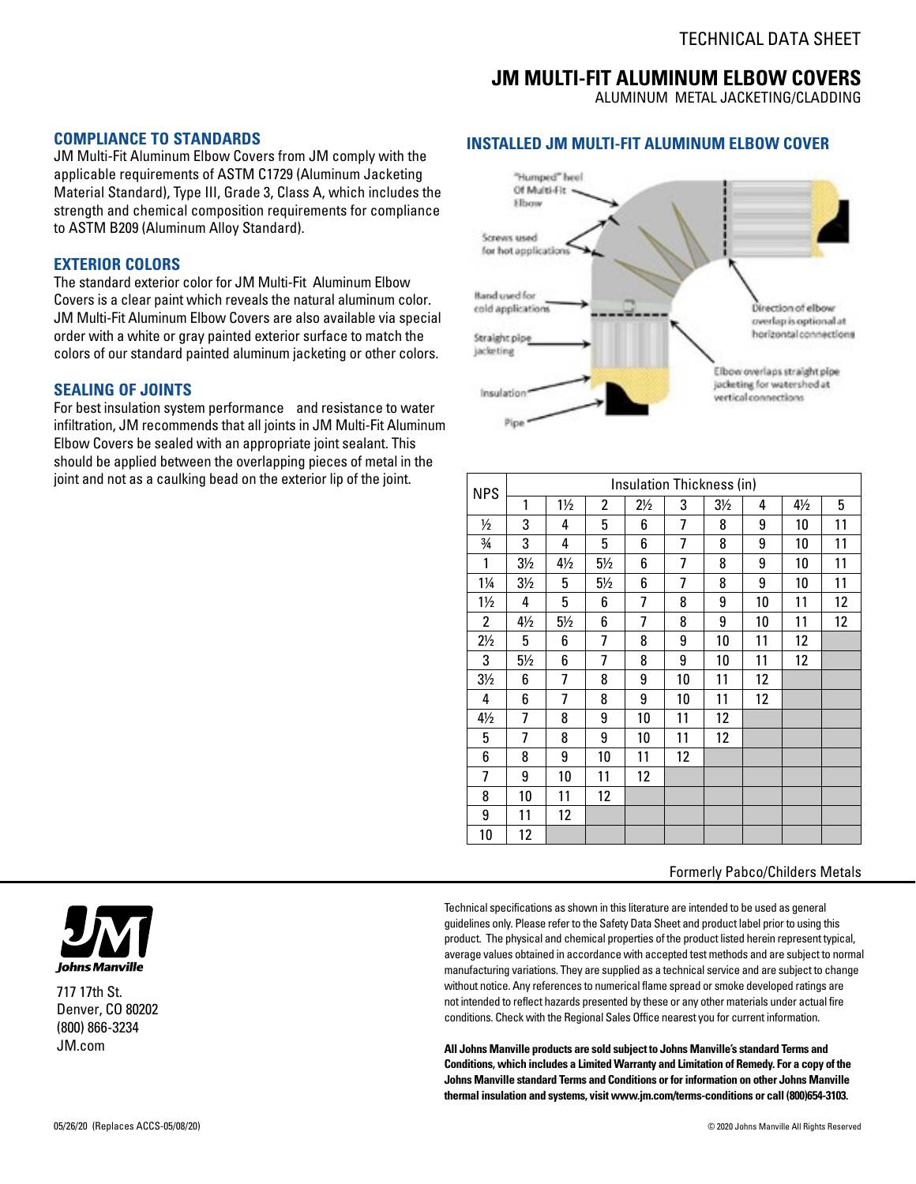TECHNICAL DATA SHEET

# JM MULTI-FIT ALUMINUM ELBOW COVERS

ALUMINUM METAL JACKETING/CLADDING

## COMPLIANCE TO STANDARDS

JM Multi-Fit Aluminum Elbow Covers from JM comply with the applicable requirements of ASTM C1729 (Aluminum Jacketing Material Standard), Type III, Grade 3, Class A, which includes the strength and chemical composition requirements for compliance to ASTM B209 (Aluminum Alloy Standard).

## EXTERIOR COLORS

The standard exterior color for JM Multi-Fit Aluminum Elbow Covers is a clear paint which reveals the natural aluminum color. JM Multi-Fit Aluminum Elbow Covers are also available via special order with a white or gray painted exterior surface to match the colors of our standard painted aluminum jacketing or other colors.

## SEALING OF JOINTS

For best insulation system performance and resistance to water infiltration, JM recommends that all joints in JM Multi-Fit Aluminum Elbow Covers be sealed with an appropriate joint sealant. This should be applied between the overlapping pieces of metal in the joint and not as a caulking bead on the exterior lip of the joint.

## INSTALLED JM MULTI-FIT ALUMINUM ELBOW COVER

"Humped" heel Of Multi-Fit Elbow

Screws used for hot applications

Band used for cold applications

Straight pipe jacketing

Insulation

Pipe

Direction of elbow overlap is optional at horizontal connections

Elbow overlaps straight pipe jacketing for watershed at vertical connections

| NPS | Insulation Thickness (in) | | | | | | | | |
|---|---|---|---|---|---|---|---|---|---|
| | 1 | 1½ | 2 | 2½ | 3 | 3½ | 4 | 4½ | 5 |
| ½ | 3 | 4 | 5 | 6 | 7 | 8 | 9 | 10 | 11 |
| ¾ | 3 | 4 | 5 | 6 | 7 | 8 | 9 | 10 | 11 |
| 1 | 3½ | 4½ | 5½ | 6 | 7 | 8 | 9 | 10 | 11 |
| 1¼ | 3½ | 5 | 5½ | 6 | 7 | 8 | 9 | 10 | 11 |
| 1½ | 4 | 5 | 6 | 7 | 8 | 9 | 10 | 11 | 12 |
| 2 | 4½ | 5½ | 6 | 7 | 8 | 9 | 10 | 11 | 12 |
| 2½ | 5 | 6 | 7 | 8 | 9 | 10 | 11 | 12 | |
| 3 | 5½ | 6 | 7 | 8 | 9 | 10 | 11 | 12 | |
| 3½ | 6 | 7 | 8 | 9 | 10 | 11 | 12 | | |
| 4 | 6 | 7 | 8 | 9 | 10 | 11 | 12 | | |
| 4½ | 7 | 8 | 9 | 10 | 11 | 12 | | | |
| 5 | 7 | 8 | 9 | 10 | 11 | 12 | | | |
| 6 | 8 | 9 | 10 | 11 | 12 | | | | |
| 7 | 9 | 10 | 11 | 12 | | | | | |
| 8 | 10 | 11 | 12 | | | | | | |
| 9 | 11 | 12 | | | | | | | |
| 10 | 12 | | | | | | | | |

Formerly Pabco/Childers Metals

Johns Manville

717 17th St.
Denver, CO 80202
(800) 866-3234
JM.com

Technical specifications as shown in this literature are intended to be used as general guidelines only. Please refer to the Safety Data Sheet and product label prior to using this product. The physical and chemical properties of the product listed herein represent typical, average values obtained in accordance with accepted test methods and are subject to normal manufacturing variations. They are supplied as a technical service and are subject to change without notice. Any references to numerical flame spread or smoke developed ratings are not intended to reflect hazards presented by these or any other materials under actual fire conditions. Check with the Regional Sales Office nearest you for current information.

**All Johns Manville products are sold subject to Johns Manville's standard Terms and Conditions, which includes a Limited Warranty and Limitation of Remedy. For a copy of the Johns Manville standard Terms and Conditions or for information on other Johns Manville thermal insulation and systems, visit www.jm.com/terms-conditions or call (800)654-3103.**

05/26/20 (Replaces ACCS-05/08/20)

© 2020 Johns Manville All Rights Reserved